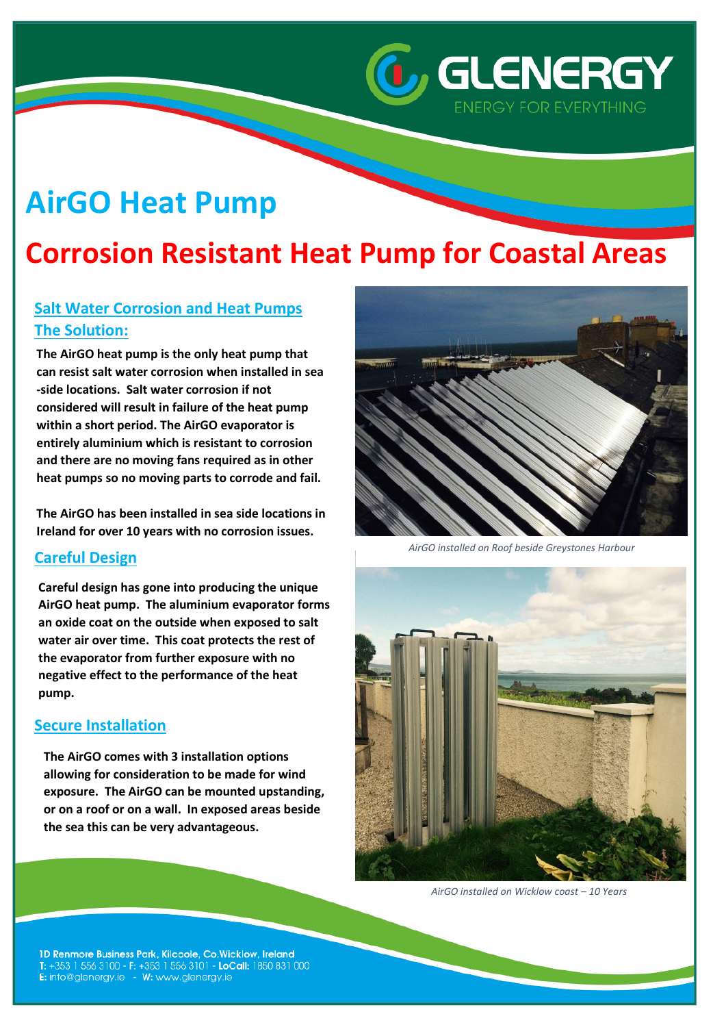GLENERGY
ENERGY FOR EVERYTHING

# AirGO Heat Pump

# Corrosion Resistant Heat Pump for Coastal Areas

## Salt Water Corrosion and Heat Pumps

## The Solution:

**The AirGO heat pump is the only heat pump that can resist salt water corrosion when installed in sea-side locations. Salt water corrosion if not considered will result in failure of the heat pump within a short period. The AirGO evaporator is entirely aluminium which is resistant to corrosion and there are no moving fans required as in other heat pumps so no moving parts to corrode and fail.**

**The AirGO has been installed in sea side locations in Ireland for over 10 years with no corrosion issues.**

## Careful Design

**Careful design has gone into producing the unique AirGO heat pump. The aluminium evaporator forms an oxide coat on the outside when exposed to salt water air over time. This coat protects the rest of the evaporator from further exposure with no negative effect to the performance of the heat pump.**

## Secure Installation

**The AirGO comes with 3 installation options allowing for consideration to be made for wind exposure. The AirGO can be mounted upstanding, or on a roof or on a wall. In exposed areas beside the sea this can be very advantageous.**

*AirGO installed on Roof beside Greystones Harbour*

*AirGO installed on Wicklow coast – 10 Years*

**1D Renmore Business Park, Kilcoole, Co.Wicklow, Ireland**
**T:** +353 1 556 3100 - **F:** +353 1 556 3101 - **LoCall:** 1850 831 000
**E:** info@glenergy.ie - **W:** www.glenergy.ie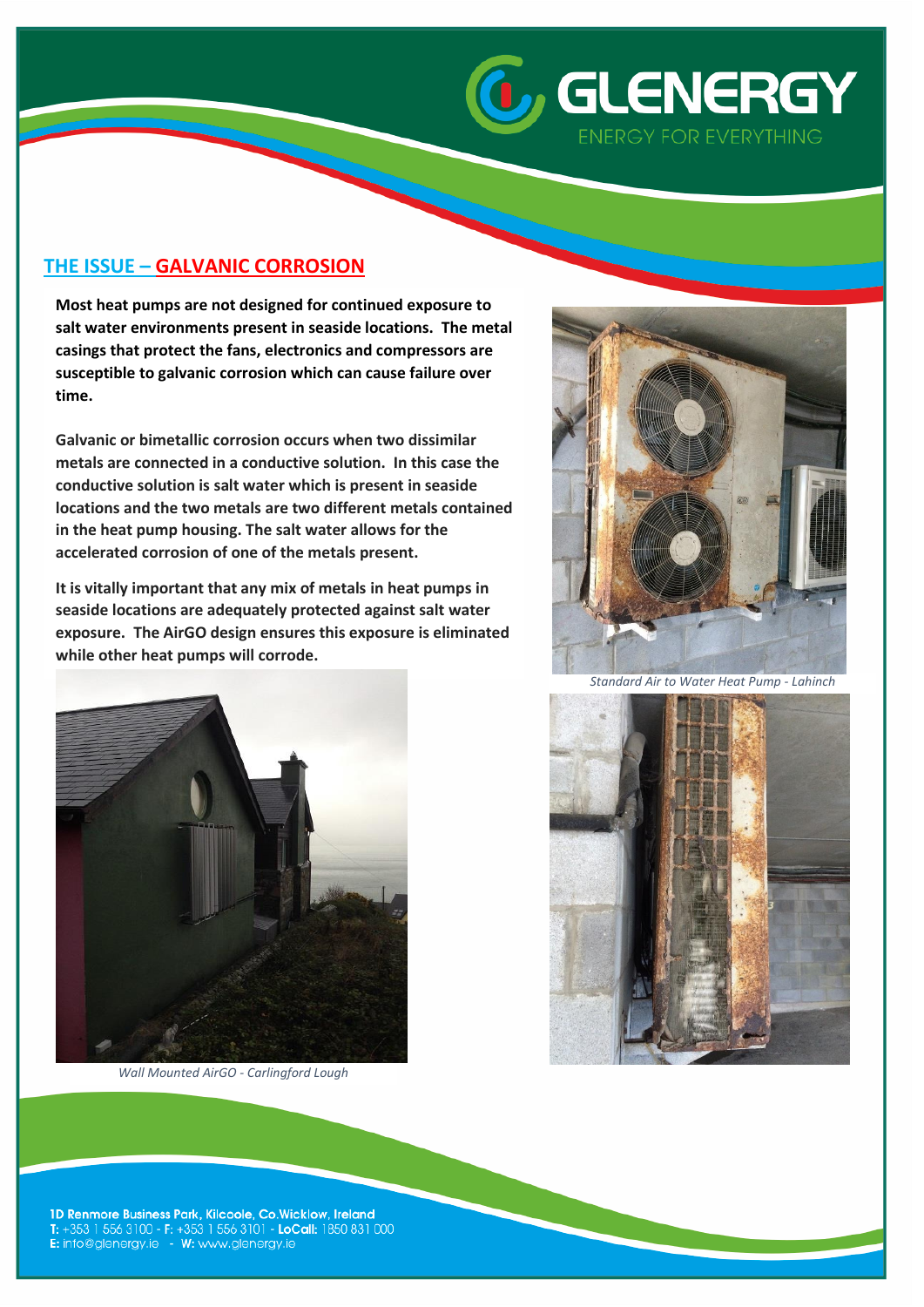## THE ISSUE – GALVANIC CORROSION

**Most heat pumps are not designed for continued exposure to salt water environments present in seaside locations. The metal casings that protect the fans, electronics and compressors are susceptible to galvanic corrosion which can cause failure over time.**

**Galvanic or bimetallic corrosion occurs when two dissimilar metals are connected in a conductive solution. In this case the conductive solution is salt water which is present in seaside locations and the two metals are two different metals contained in the heat pump housing. The salt water allows for the accelerated corrosion of one of the metals present.**

**It is vitally important that any mix of metals in heat pumps in seaside locations are adequately protected against salt water exposure. The AirGO design ensures this exposure is eliminated while other heat pumps will corrode.**

*Standard Air to Water Heat Pump - Lahinch*

*Wall Mounted AirGO - Carlingford Lough*